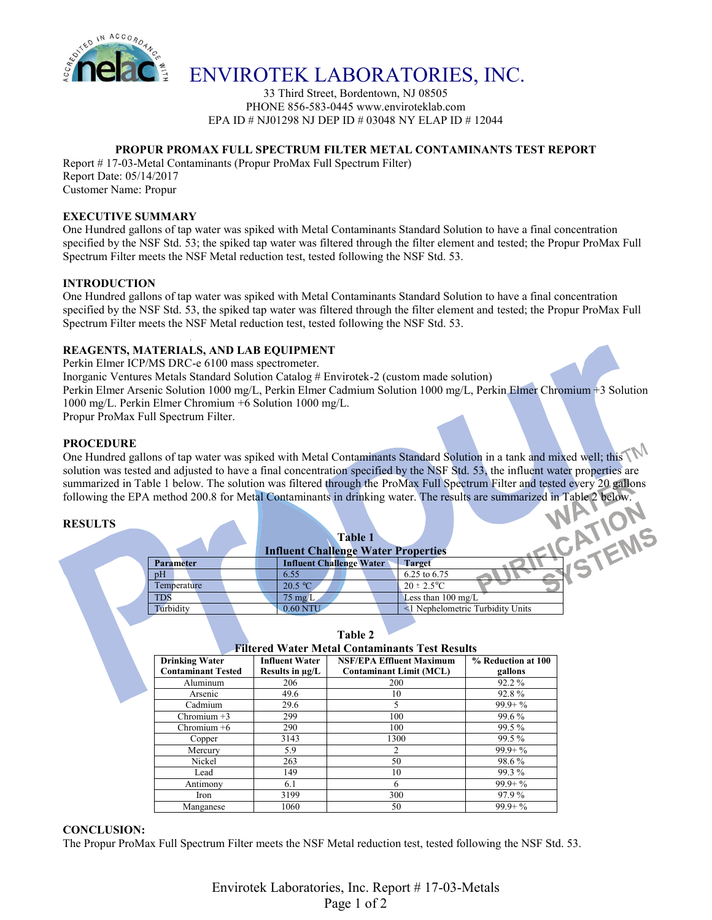# ENVIROTEK LABORATORIES, INC.

33 Third Street, Bordentown, NJ 08505
PHONE 856-583-0445 www.enviroteklab.com
EPA ID # NJ01298 NJ DEP ID # 03048 NY ELAP ID # 12044

## PROPUR PROMAX FULL SPECTRUM FILTER METAL CONTAMINANTS TEST REPORT

Report # 17-03-Metal Contaminants (Propur ProMax Full Spectrum Filter)
Report Date: 05/14/2017
Customer Name: Propur

### EXECUTIVE SUMMARY

One Hundred gallons of tap water was spiked with Metal Contaminants Standard Solution to have a final concentration specified by the NSF Std. 53; the spiked tap water was filtered through the filter element and tested; the Propur ProMax Full Spectrum Filter meets the NSF Metal reduction test, tested following the NSF Std. 53.

### INTRODUCTION

One Hundred gallons of tap water was spiked with Metal Contaminants Standard Solution to have a final concentration specified by the NSF Std. 53, the spiked tap water was filtered through the filter element and tested; the Propur ProMax Full Spectrum Filter meets the NSF Metal reduction test, tested following the NSF Std. 53.

### REAGENTS, MATERIALS, AND LAB EQUIPMENT

Perkin Elmer ICP/MS DRC-e 6100 mass spectrometer.
Inorganic Ventures Metals Standard Solution Catalog # Envirotek-2 (custom made solution)
Perkin Elmer Arsenic Solution 1000 mg/L, Perkin Elmer Cadmium Solution 1000 mg/L, Perkin Elmer Chromium +3 Solution 1000 mg/L. Perkin Elmer Chromium +6 Solution 1000 mg/L.
Propur ProMax Full Spectrum Filter.

### PROCEDURE

One Hundred gallons of tap water was spiked with Metal Contaminants Standard Solution in a tank and mixed well; this solution was tested and adjusted to have a final concentration specified by the NSF Std. 53, the influent water properties are summarized in Table 1 below. The solution was filtered through the ProMax Full Spectrum Filter and tested every 20 gallons following the EPA method 200.8 for Metal Contaminants in drinking water. The results are summarized in Table 2 below.

### RESULTS

**Table 1**
**Influent Challenge Water Properties**

| Parameter | Influent Challenge Water | Target |
|---|---|---|
| pH | 6.55 | 6.25 to 6.75 |
| Temperature | 20.5 ℃ | 20 ± 2.5℃ |
| TDS | 75 mg/L | Less than 100 mg/L |
| Turbidity | 0.60 NTU | <1 Nephelometric Turbidity Units |

**Table 2**
**Filtered Water Metal Contaminants Test Results**

| Drinking Water Contaminant Tested | Influent Water Results in µg/L | NSF/EPA Effluent Maximum Contaminant Limit (MCL) | % Reduction at 100 gallons |
|---|---|---|---|
| Aluminum | 206 | 200 | 92.2 % |
| Arsenic | 49.6 | 10 | 92.8 % |
| Cadmium | 29.6 | 5 | 99.9+ % |
| Chromium +3 | 299 | 100 | 99.6 % |
| Chromium +6 | 290 | 100 | 99.5 % |
| Copper | 3143 | 1300 | 99.5 % |
| Mercury | 5.9 | 2 | 99.9+ % |
| Nickel | 263 | 50 | 98.6 % |
| Lead | 149 | 10 | 99.3 % |
| Antimony | 6.1 | 6 | 99.9+ % |
| Iron | 3199 | 300 | 97.9 % |
| Manganese | 1060 | 50 | 99.9+ % |

### CONCLUSION:

The Propur ProMax Full Spectrum Filter meets the NSF Metal reduction test, tested following the NSF Std. 53.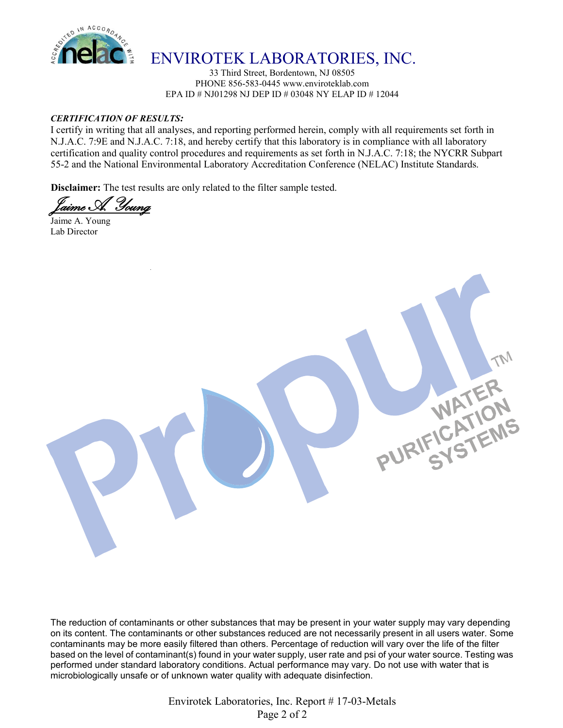# ENVIROTEK LABORATORIES, INC.

33 Third Street, Bordentown, NJ 08505
PHONE 856-583-0445 www.enviroteklab.com
EPA ID # NJ01298 NJ DEP ID # 03048 NY ELAP ID # 12044

***CERTIFICATION OF RESULTS:***

I certify in writing that all analyses, and reporting performed herein, comply with all requirements set forth in N.J.A.C. 7:9E and N.J.A.C. 7:18, and hereby certify that this laboratory is in compliance with all laboratory certification and quality control procedures and requirements as set forth in N.J.A.C. 7:18; the NYCRR Subpart 55-2 and the National Environmental Laboratory Accreditation Conference (NELAC) Institute Standards.

**Disclaimer:** The test results are only related to the filter sample tested.

*Jaime A. Young*

Jaime A. Young
Lab Director

The reduction of contaminants or other substances that may be present in your water supply may vary depending on its content. The contaminants or other substances reduced are not necessarily present in all users water. Some contaminants may be more easily filtered than others. Percentage of reduction will vary over the life of the filter based on the level of contaminant(s) found in your water supply, user rate and psi of your water source. Testing was performed under standard laboratory conditions. Actual performance may vary. Do not use with water that is microbiologically unsafe or of unknown water quality with adequate disinfection.

Envirotek Laboratories, Inc. Report # 17-03-Metals